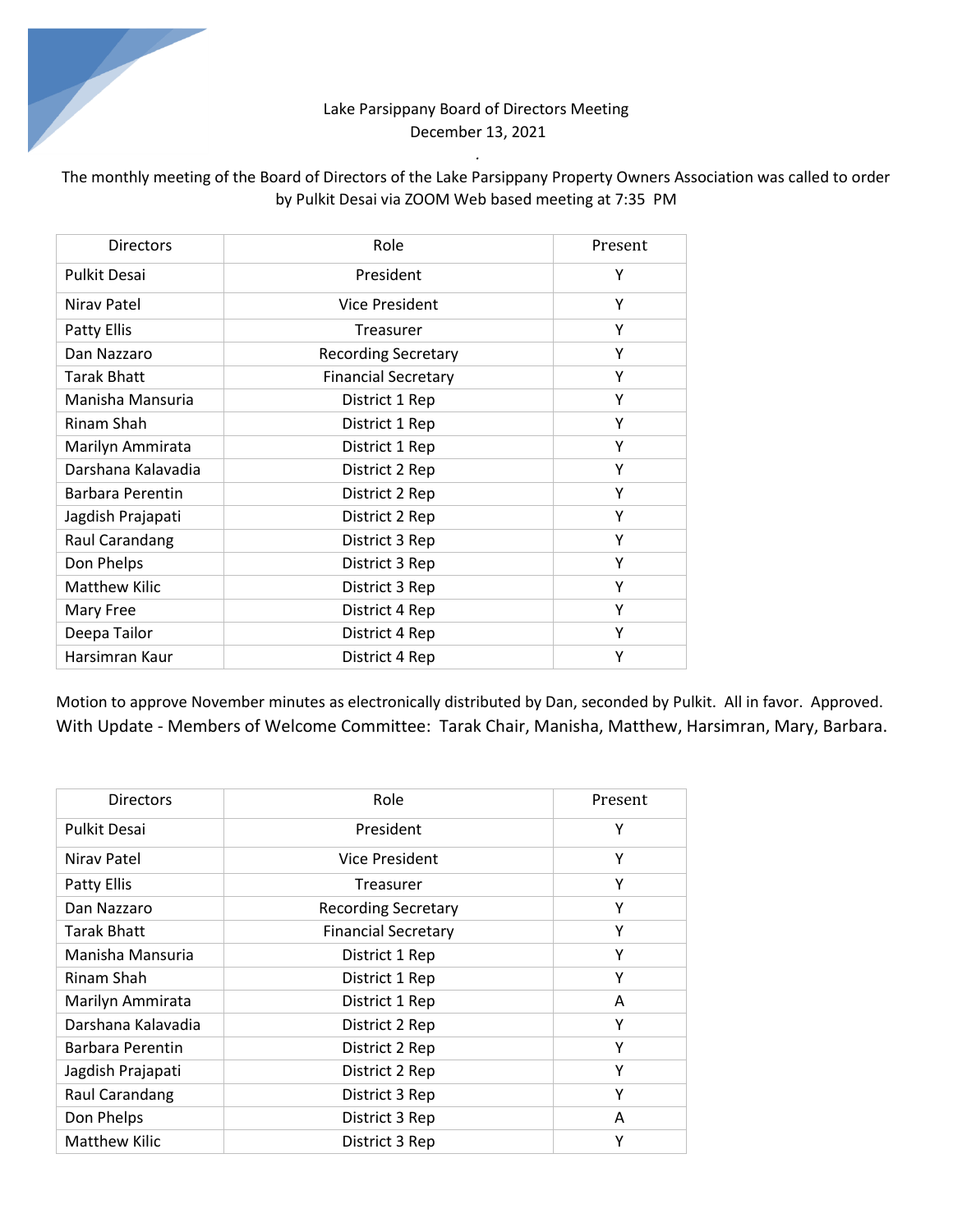Lake Parsippany Board of Directors Meeting
December 13, 2021

The monthly meeting of the Board of Directors of the Lake Parsippany Property Owners Association was called to order by Pulkit Desai via ZOOM Web based meeting at 7:35 PM

| Directors | Role | Present |
|---|---|---|
| Pulkit Desai | President | Y |
| Nirav Patel | Vice President | Y |
| Patty Ellis | Treasurer | Y |
| Dan Nazzaro | Recording Secretary | Y |
| Tarak Bhatt | Financial Secretary | Y |
| Manisha Mansuria | District 1 Rep | Y |
| Rinam Shah | District 1 Rep | Y |
| Marilyn Ammirata | District 1 Rep | Y |
| Darshana Kalavadia | District 2 Rep | Y |
| Barbara Perentin | District 2 Rep | Y |
| Jagdish Prajapati | District 2 Rep | Y |
| Raul Carandang | District 3 Rep | Y |
| Don Phelps | District 3 Rep | Y |
| Matthew Kilic | District 3 Rep | Y |
| Mary Free | District 4 Rep | Y |
| Deepa Tailor | District 4 Rep | Y |
| Harsimran Kaur | District 4 Rep | Y |

Motion to approve November minutes as electronically distributed by Dan, seconded by Pulkit. All in favor. Approved. With Update - Members of Welcome Committee: Tarak Chair, Manisha, Matthew, Harsimran, Mary, Barbara.

| Directors | Role | Present |
|---|---|---|
| Pulkit Desai | President | Y |
| Nirav Patel | Vice President | Y |
| Patty Ellis | Treasurer | Y |
| Dan Nazzaro | Recording Secretary | Y |
| Tarak Bhatt | Financial Secretary | Y |
| Manisha Mansuria | District 1 Rep | Y |
| Rinam Shah | District 1 Rep | Y |
| Marilyn Ammirata | District 1 Rep | A |
| Darshana Kalavadia | District 2 Rep | Y |
| Barbara Perentin | District 2 Rep | Y |
| Jagdish Prajapati | District 2 Rep | Y |
| Raul Carandang | District 3 Rep | Y |
| Don Phelps | District 3 Rep | A |
| Matthew Kilic | District 3 Rep | Y |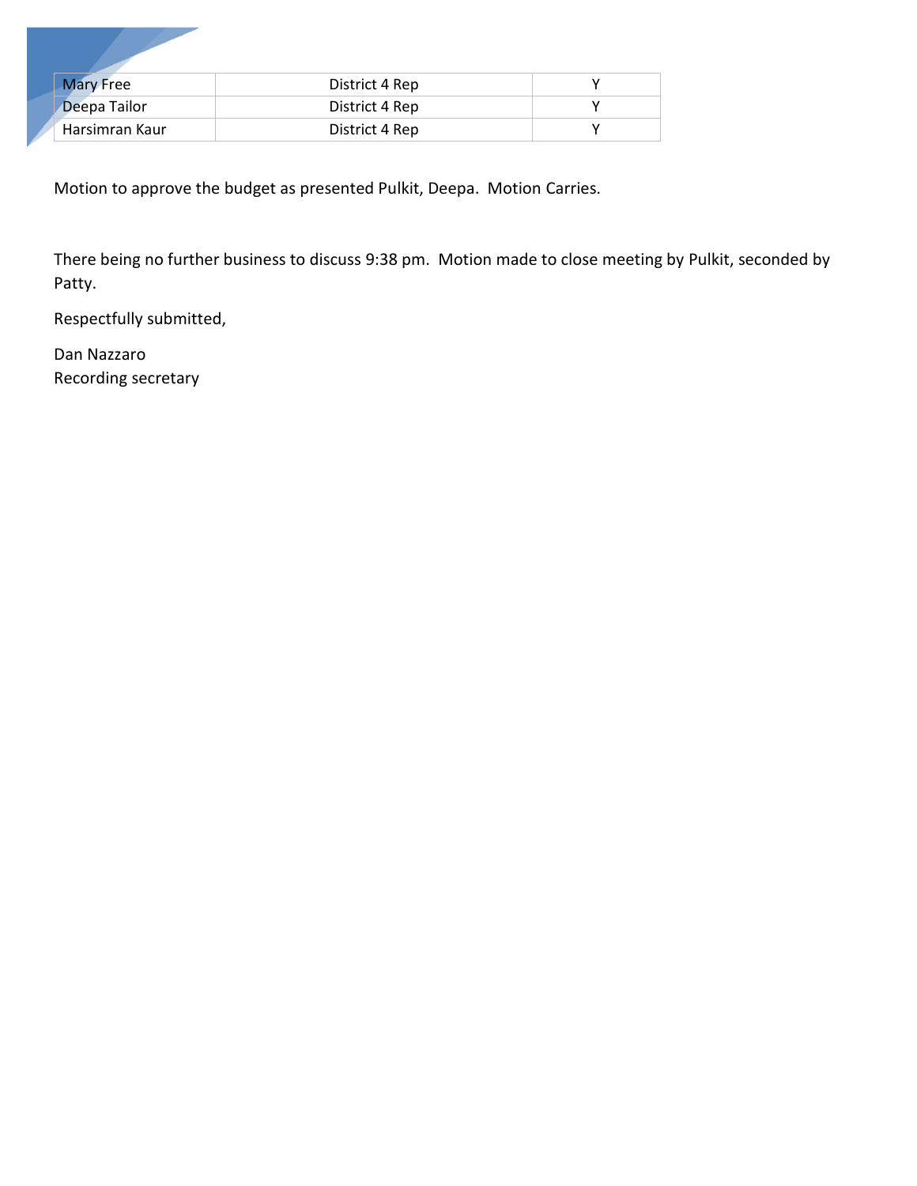| Mary Free | District 4 Rep | Y |
| --- | --- | --- |
| Deepa Tailor | District 4 Rep | Y |
| Harsimran Kaur | District 4 Rep | Y |

Motion to approve the budget as presented Pulkit, Deepa. Motion Carries.

There being no further business to discuss 9:38 pm. Motion made to close meeting by Pulkit, seconded by Patty.

Respectfully submitted,

Dan Nazzaro
Recording secretary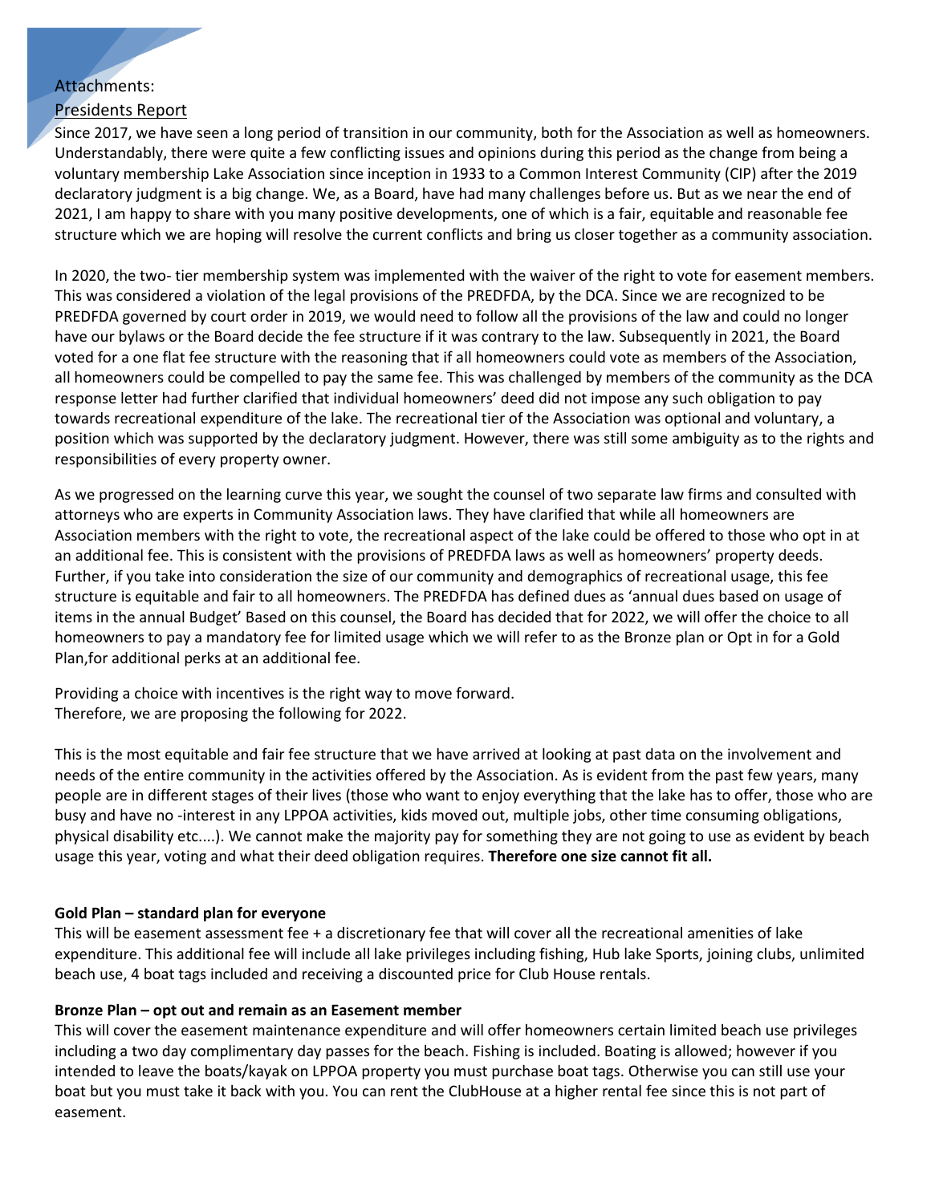Attachments:

Presidents Report

Since 2017, we have seen a long period of transition in our community, both for the Association as well as homeowners. Understandably, there were quite a few conflicting issues and opinions during this period as the change from being a voluntary membership Lake Association since inception in 1933 to a Common Interest Community (CIP) after the 2019 declaratory judgment is a big change. We, as a Board, have had many challenges before us. But as we near the end of 2021, I am happy to share with you many positive developments, one of which is a fair, equitable and reasonable fee structure which we are hoping will resolve the current conflicts and bring us closer together as a community association.

In 2020, the two- tier membership system was implemented with the waiver of the right to vote for easement members. This was considered a violation of the legal provisions of the PREDFDA, by the DCA. Since we are recognized to be PREDFDA governed by court order in 2019, we would need to follow all the provisions of the law and could no longer have our bylaws or the Board decide the fee structure if it was contrary to the law. Subsequently in 2021, the Board voted for a one flat fee structure with the reasoning that if all homeowners could vote as members of the Association, all homeowners could be compelled to pay the same fee. This was challenged by members of the community as the DCA response letter had further clarified that individual homeowners' deed did not impose any such obligation to pay towards recreational expenditure of the lake. The recreational tier of the Association was optional and voluntary, a position which was supported by the declaratory judgment. However, there was still some ambiguity as to the rights and responsibilities of every property owner.

As we progressed on the learning curve this year, we sought the counsel of two separate law firms and consulted with attorneys who are experts in Community Association laws. They have clarified that while all homeowners are Association members with the right to vote, the recreational aspect of the lake could be offered to those who opt in at an additional fee. This is consistent with the provisions of PREDFDA laws as well as homeowners' property deeds. Further, if you take into consideration the size of our community and demographics of recreational usage, this fee structure is equitable and fair to all homeowners. The PREDFDA has defined dues as 'annual dues based on usage of items in the annual Budget' Based on this counsel, the Board has decided that for 2022, we will offer the choice to all homeowners to pay a mandatory fee for limited usage which we will refer to as the Bronze plan or Opt in for a Gold Plan,for additional perks at an additional fee.

Providing a choice with incentives is the right way to move forward.
Therefore, we are proposing the following for 2022.

This is the most equitable and fair fee structure that we have arrived at looking at past data on the involvement and needs of the entire community in the activities offered by the Association. As is evident from the past few years, many people are in different stages of their lives (those who want to enjoy everything that the lake has to offer, those who are busy and have no -interest in any LPPOA activities, kids moved out, multiple jobs, other time consuming obligations, physical disability etc....). We cannot make the majority pay for something they are not going to use as evident by beach usage this year, voting and what their deed obligation requires. **Therefore one size cannot fit all.**

**Gold Plan – standard plan for everyone**

This will be easement assessment fee + a discretionary fee that will cover all the recreational amenities of lake expenditure. This additional fee will include all lake privileges including fishing, Hub lake Sports, joining clubs, unlimited beach use, 4 boat tags included and receiving a discounted price for Club House rentals.

**Bronze Plan – opt out and remain as an Easement member**

This will cover the easement maintenance expenditure and will offer homeowners certain limited beach use privileges including a two day complimentary day passes for the beach. Fishing is included. Boating is allowed; however if you intended to leave the boats/kayak on LPPOA property you must purchase boat tags. Otherwise you can still use your boat but you must take it back with you. You can rent the ClubHouse at a higher rental fee since this is not part of easement.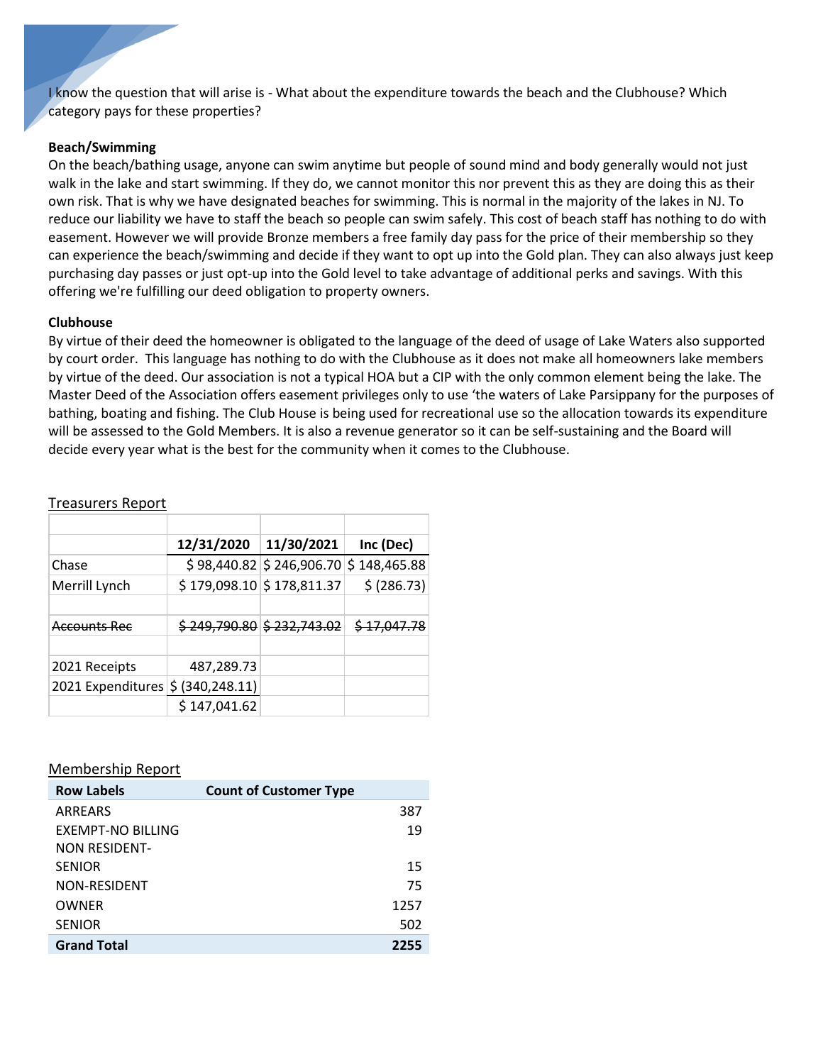I know the question that will arise is - What about the expenditure towards the beach and the Clubhouse? Which category pays for these properties?

**Beach/Swimming**

On the beach/bathing usage, anyone can swim anytime but people of sound mind and body generally would not just walk in the lake and start swimming. If they do, we cannot monitor this nor prevent this as they are doing this as their own risk. That is why we have designated beaches for swimming. This is normal in the majority of the lakes in NJ. To reduce our liability we have to staff the beach so people can swim safely. This cost of beach staff has nothing to do with easement. However we will provide Bronze members a free family day pass for the price of their membership so they can experience the beach/swimming and decide if they want to opt up into the Gold plan. They can also always just keep purchasing day passes or just opt-up into the Gold level to take advantage of additional perks and savings. With this offering we're fulfilling our deed obligation to property owners.

**Clubhouse**

By virtue of their deed the homeowner is obligated to the language of the deed of usage of Lake Waters also supported by court order. This language has nothing to do with the Clubhouse as it does not make all homeowners lake members by virtue of the deed. Our association is not a typical HOA but a CIP with the only common element being the lake. The Master Deed of the Association offers easement privileges only to use 'the waters of Lake Parsippany for the purposes of bathing, boating and fishing. The Club House is being used for recreational use so the allocation towards its expenditure will be assessed to the Gold Members. It is also a revenue generator so it can be self-sustaining and the Board will decide every year what is the best for the community when it comes to the Clubhouse.

Treasurers Report

| | 12/31/2020 | 11/30/2021 | Inc (Dec) |
|---|---|---|---|
| Chase | $ 98,440.82 | $ 246,906.70 | $ 148,465.88 |
| Merrill Lynch | $ 179,098.10 | $ 178,811.37 | $ (286.73) |
| | | | |
| ~~Accounts Rec~~ | ~~$ 249,790.80~~ | ~~$ 232,743.02~~ | ~~$ 17,047.78~~ |
| | | | |
| 2021 Receipts | 487,289.73 | | |
| 2021 Expenditures | $ (340,248.11) | | |
| | $ 147,041.62 | | |

Membership Report

| Row Labels | Count of Customer Type |
|---|---|
| ARREARS | 387 |
| EXEMPT-NO BILLING | 19 |
| NON RESIDENT-SENIOR | 15 |
| NON-RESIDENT | 75 |
| OWNER | 1257 |
| SENIOR | 502 |
| **Grand Total** | **2255** |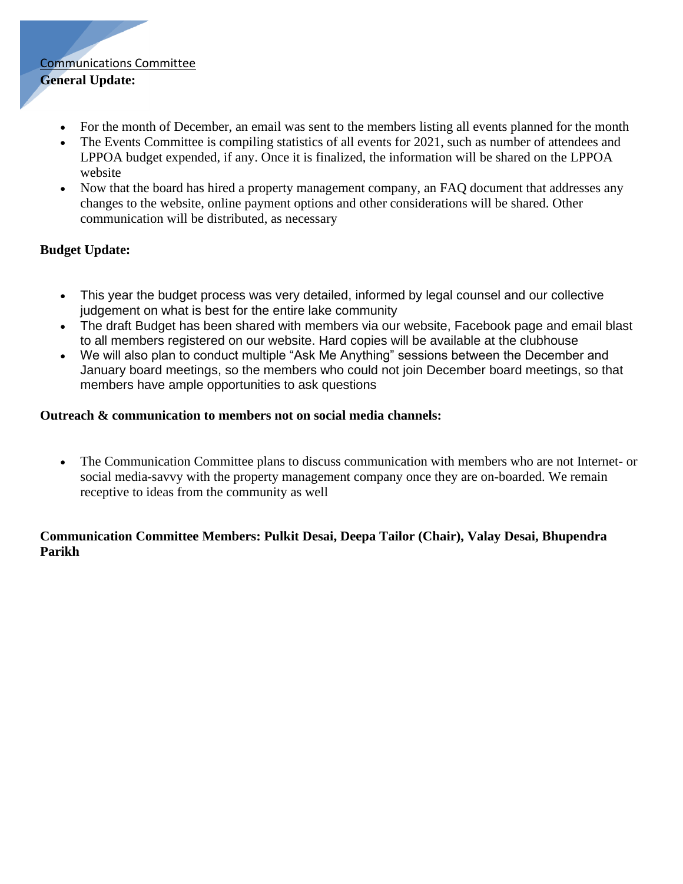Communications Committee

**General Update:**

- For the month of December, an email was sent to the members listing all events planned for the month
- The Events Committee is compiling statistics of all events for 2021, such as number of attendees and LPPOA budget expended, if any. Once it is finalized, the information will be shared on the LPPOA website
- Now that the board has hired a property management company, an FAQ document that addresses any changes to the website, online payment options and other considerations will be shared. Other communication will be distributed, as necessary

**Budget Update:**

- This year the budget process was very detailed, informed by legal counsel and our collective judgement on what is best for the entire lake community
- The draft Budget has been shared with members via our website, Facebook page and email blast to all members registered on our website. Hard copies will be available at the clubhouse
- We will also plan to conduct multiple "Ask Me Anything" sessions between the December and January board meetings, so the members who could not join December board meetings, so that members have ample opportunities to ask questions

**Outreach & communication to members not on social media channels:**

- The Communication Committee plans to discuss communication with members who are not Internet- or social media-savvy with the property management company once they are on-boarded. We remain receptive to ideas from the community as well

**Communication Committee Members: Pulkit Desai, Deepa Tailor (Chair), Valay Desai, Bhupendra Parikh**